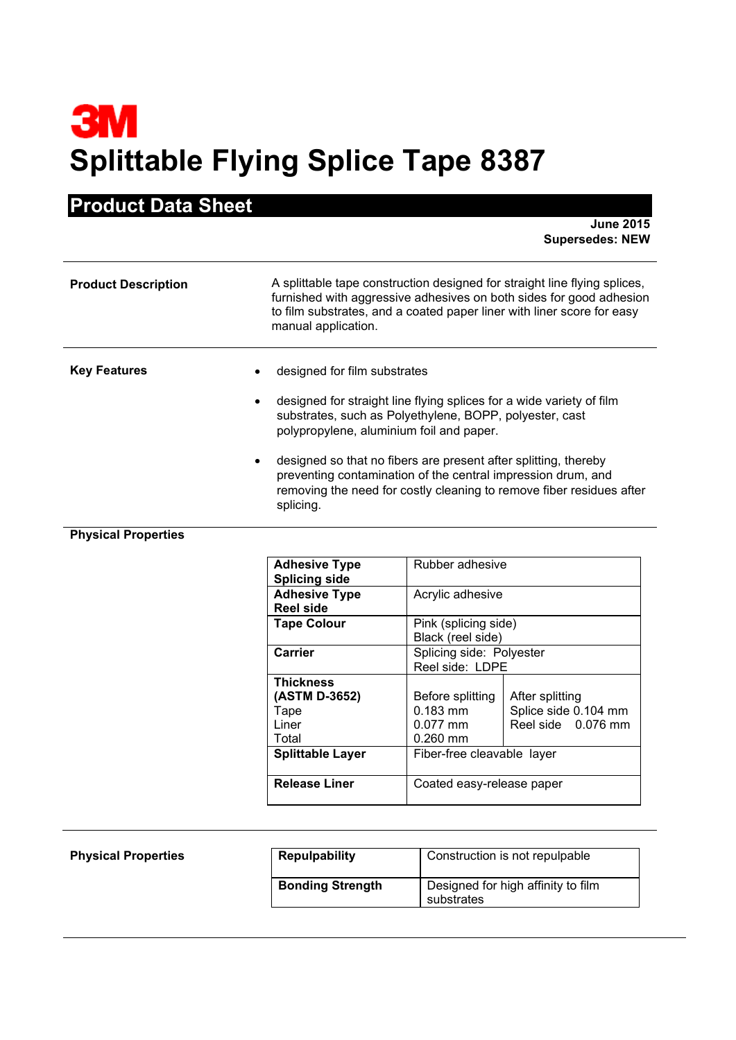3M

# Splittable Flying Splice Tape 8387

## Product Data Sheet

**June 2015**
**Supersedes: NEW**

**Product Description**

A splittable tape construction designed for straight line flying splices, furnished with aggressive adhesives on both sides for good adhesion to film substrates, and a coated paper liner with liner score for easy manual application.

**Key Features**

- designed for film substrates
- designed for straight line flying splices for a wide variety of film substrates, such as Polyethylene, BOPP, polyester, cast polypropylene, aluminium foil and paper.
- designed so that no fibers are present after splitting, thereby preventing contamination of the central impression drum, and removing the need for costly cleaning to remove fiber residues after splicing.

**Physical Properties**

| | | |
|---|---|---|
| **Adhesive Type Splicing side** | Rubber adhesive | |
| **Adhesive Type Reel side** | Acrylic adhesive | |
| **Tape Colour** | Pink (splicing side)<br>Black (reel side) | |
| **Carrier** | Splicing side: Polyester<br>Reel side: LDPE | |
| **Thickness (ASTM D-3652)**<br>Tape<br>Liner<br>Total | Before splitting<br>0.183 mm<br>0.077 mm<br>0.260 mm | After splitting<br>Splice side 0.104 mm<br>Reel side 0.076 mm |
| **Splittable Layer** | Fiber-free cleavable layer | |
| **Release Liner** | Coated easy-release paper | |

**Physical Properties**

| | |
|---|---|
| **Repulpability** | Construction is not repulpable |
| **Bonding Strength** | Designed for high affinity to film substrates |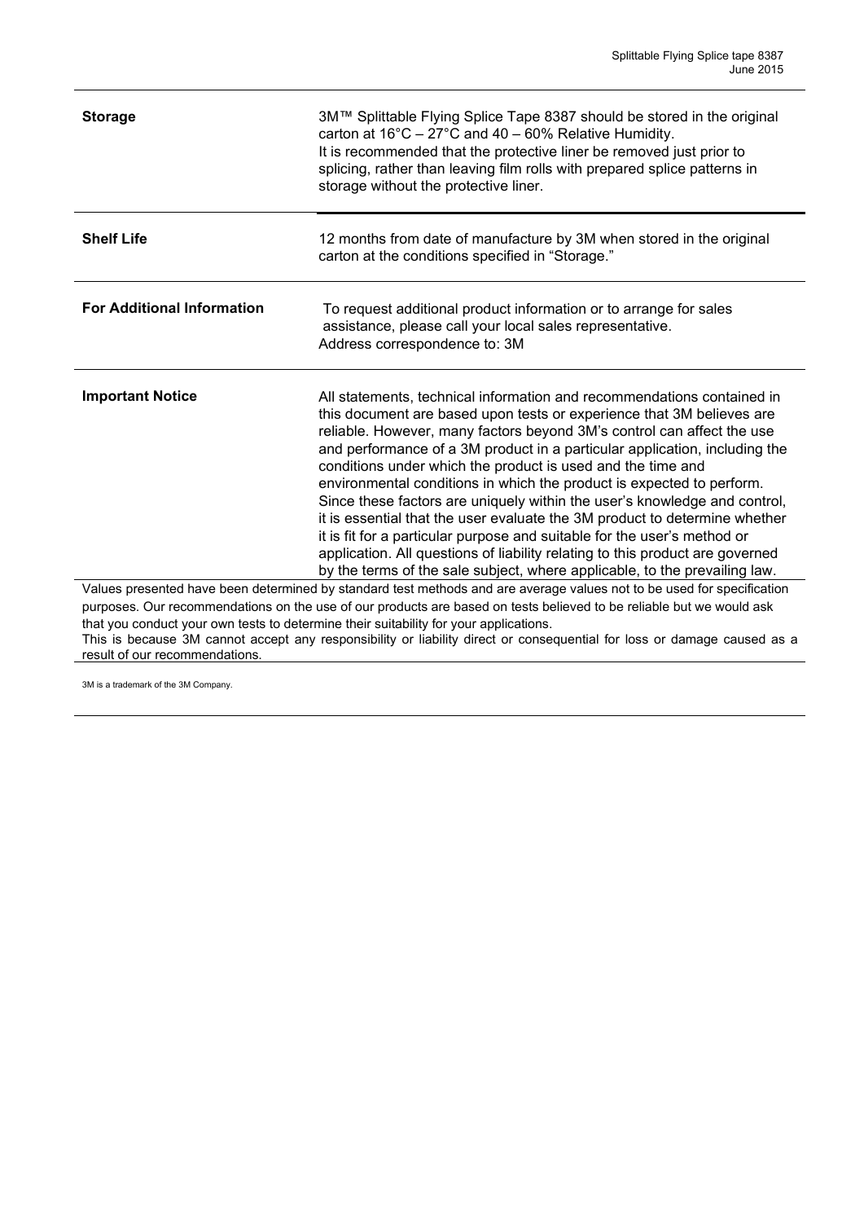| | |
|---|---|
| **Storage** | 3M™ Splittable Flying Splice Tape 8387 should be stored in the original carton at 16°C – 27°C and 40 – 60% Relative Humidity. It is recommended that the protective liner be removed just prior to splicing, rather than leaving film rolls with prepared splice patterns in storage without the protective liner. |
| **Shelf Life** | 12 months from date of manufacture by 3M when stored in the original carton at the conditions specified in "Storage." |
| **For Additional Information** | To request additional product information or to arrange for sales assistance, please call your local sales representative. Address correspondence to: 3M |
| **Important Notice** | All statements, technical information and recommendations contained in this document are based upon tests or experience that 3M believes are reliable. However, many factors beyond 3M's control can affect the use and performance of a 3M product in a particular application, including the conditions under which the product is used and the time and environmental conditions in which the product is expected to perform. Since these factors are uniquely within the user's knowledge and control, it is essential that the user evaluate the 3M product to determine whether it is fit for a particular purpose and suitable for the user's method or application. All questions of liability relating to this product are governed by the terms of the sale subject, where applicable, to the prevailing law. |

Values presented have been determined by standard test methods and are average values not to be used for specification purposes. Our recommendations on the use of our products are based on tests believed to be reliable but we would ask that you conduct your own tests to determine their suitability for your applications.
This is because 3M cannot accept any responsibility or liability direct or consequential for loss or damage caused as a result of our recommendations.

3M is a trademark of the 3M Company.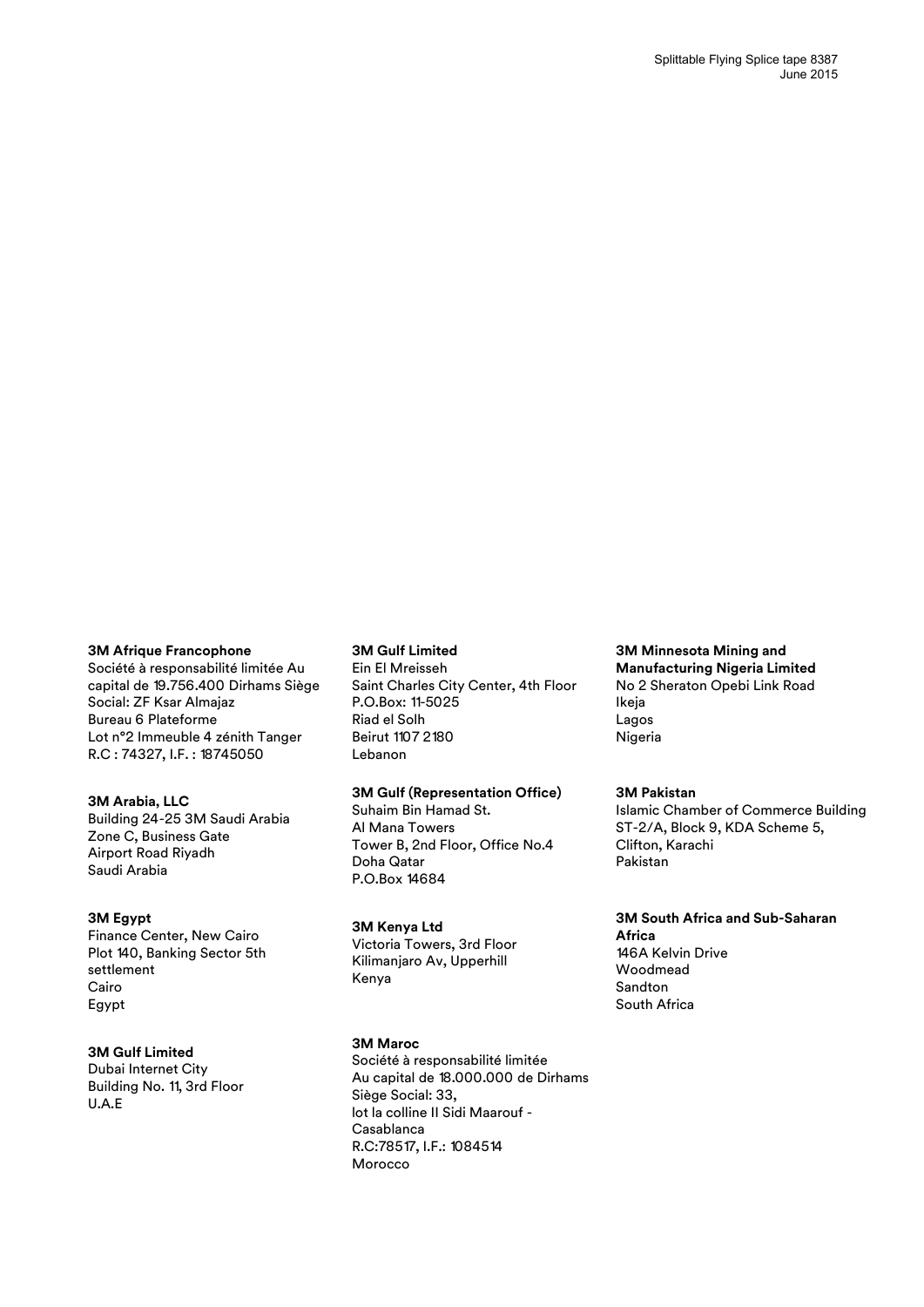**3M Afrique Francophone**
Société à responsabilité limitée Au capital de 19.756.400 Dirhams Siège Social: ZF Ksar Almajaz
Bureau 6 Plateforme
Lot n°2 Immeuble 4 zénith Tanger
R.C : 74327, I.F. : 18745050

**3M Arabia, LLC**
Building 24-25 3M Saudi Arabia
Zone C, Business Gate
Airport Road Riyadh
Saudi Arabia

**3M Egypt**
Finance Center, New Cairo
Plot 140, Banking Sector 5th settlement
Cairo
Egypt

**3M Gulf Limited**
Dubai Internet City
Building No. 11, 3rd Floor
U.A.E

**3M Gulf Limited**
Ein El Mreisseh
Saint Charles City Center, 4th Floor
P.O.Box: 11-5025
Riad el Solh
Beirut 1107 2180
Lebanon

**3M Gulf (Representation Office)**
Suhaim Bin Hamad St.
Al Mana Towers
Tower B, 2nd Floor, Office No.4
Doha Qatar
P.O.Box 14684

**3M Kenya Ltd**
Victoria Towers, 3rd Floor
Kilimanjaro Av, Upperhill
Kenya

**3M Maroc**
Société à responsabilité limitée
Au capital de 18.000.000 de Dirhams
Siège Social: 33,
lot la colline II Sidi Maarouf - Casablanca
R.C:78517, I.F.: 1084514
Morocco

**3M Minnesota Mining and Manufacturing Nigeria Limited**
No 2 Sheraton Opebi Link Road
Ikeja
Lagos
Nigeria

**3M Pakistan**
Islamic Chamber of Commerce Building
ST-2/A, Block 9, KDA Scheme 5,
Clifton, Karachi
Pakistan

**3M South Africa and Sub-Saharan Africa**
146A Kelvin Drive
Woodmead
Sandton
South Africa